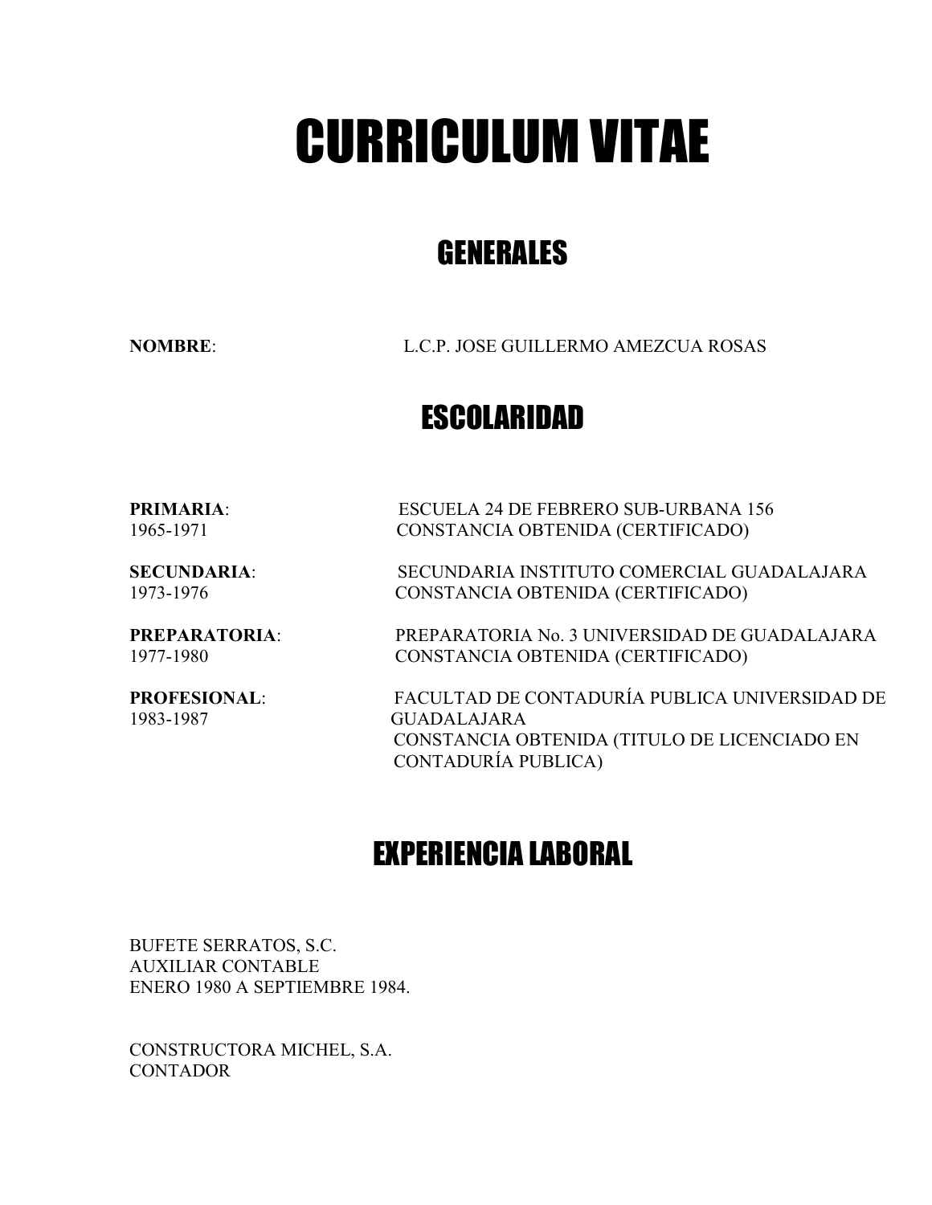# CURRICULUM VITAE

## GENERALES

**NOMBRE**: L.C.P. JOSE GUILLERMO AMEZCUA ROSAS

## ESCOLARIDAD

**PRIMARIA**: ESCUELA 24 DE FEBRERO SUB-URBANA 156
1965-1971 CONSTANCIA OBTENIDA (CERTIFICADO)

**SECUNDARIA**: SECUNDARIA INSTITUTO COMERCIAL GUADALAJARA
1973-1976 CONSTANCIA OBTENIDA (CERTIFICADO)

**PREPARATORIA**: PREPARATORIA No. 3 UNIVERSIDAD DE GUADALAJARA
1977-1980 CONSTANCIA OBTENIDA (CERTIFICADO)

**PROFESIONAL**: FACULTAD DE CONTADURÍA PUBLICA UNIVERSIDAD DE GUADALAJARA
1983-1987 CONSTANCIA OBTENIDA (TITULO DE LICENCIADO EN CONTADURÍA PUBLICA)

## EXPERIENCIA LABORAL

BUFETE SERRATOS, S.C.
AUXILIAR CONTABLE
ENERO 1980 A SEPTIEMBRE 1984.

CONSTRUCTORA MICHEL, S.A.
CONTADOR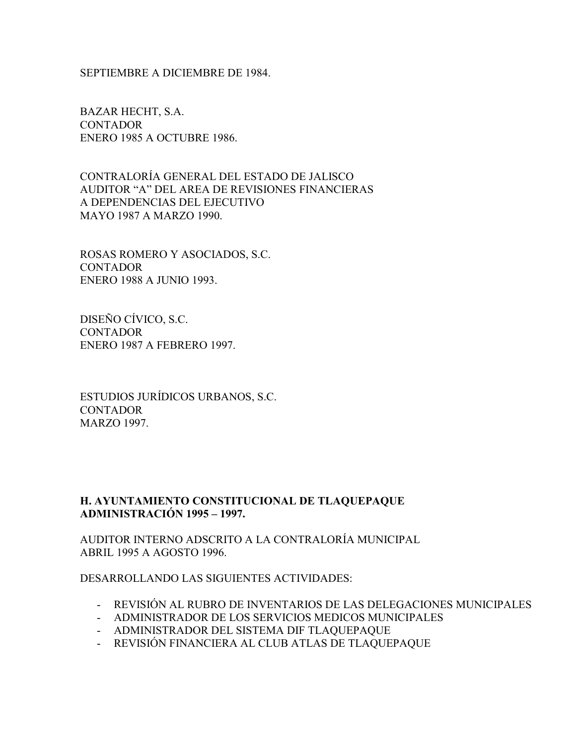SEPTIEMBRE A DICIEMBRE DE 1984.

BAZAR HECHT, S.A.
CONTADOR
ENERO 1985 A OCTUBRE 1986.

CONTRALORÍA GENERAL DEL ESTADO DE JALISCO
AUDITOR "A" DEL AREA DE REVISIONES FINANCIERAS
A DEPENDENCIAS DEL EJECUTIVO
MAYO 1987 A MARZO 1990.

ROSAS ROMERO Y ASOCIADOS, S.C.
CONTADOR
ENERO 1988 A JUNIO 1993.

DISEÑO CÍVICO, S.C.
CONTADOR
ENERO 1987 A FEBRERO 1997.

ESTUDIOS JURÍDICOS URBANOS, S.C.
CONTADOR
MARZO 1997.

**H. AYUNTAMIENTO CONSTITUCIONAL DE TLAQUEPAQUE**
**ADMINISTRACIÓN 1995 – 1997.**

AUDITOR INTERNO ADSCRITO A LA CONTRALORÍA MUNICIPAL
ABRIL 1995 A AGOSTO 1996.

DESARROLLANDO LAS SIGUIENTES ACTIVIDADES:

- REVISIÓN AL RUBRO DE INVENTARIOS DE LAS DELEGACIONES MUNICIPALES
- ADMINISTRADOR DE LOS SERVICIOS MEDICOS MUNICIPALES
- ADMINISTRADOR DEL SISTEMA DIF TLAQUEPAQUE
- REVISIÓN FINANCIERA AL CLUB ATLAS DE TLAQUEPAQUE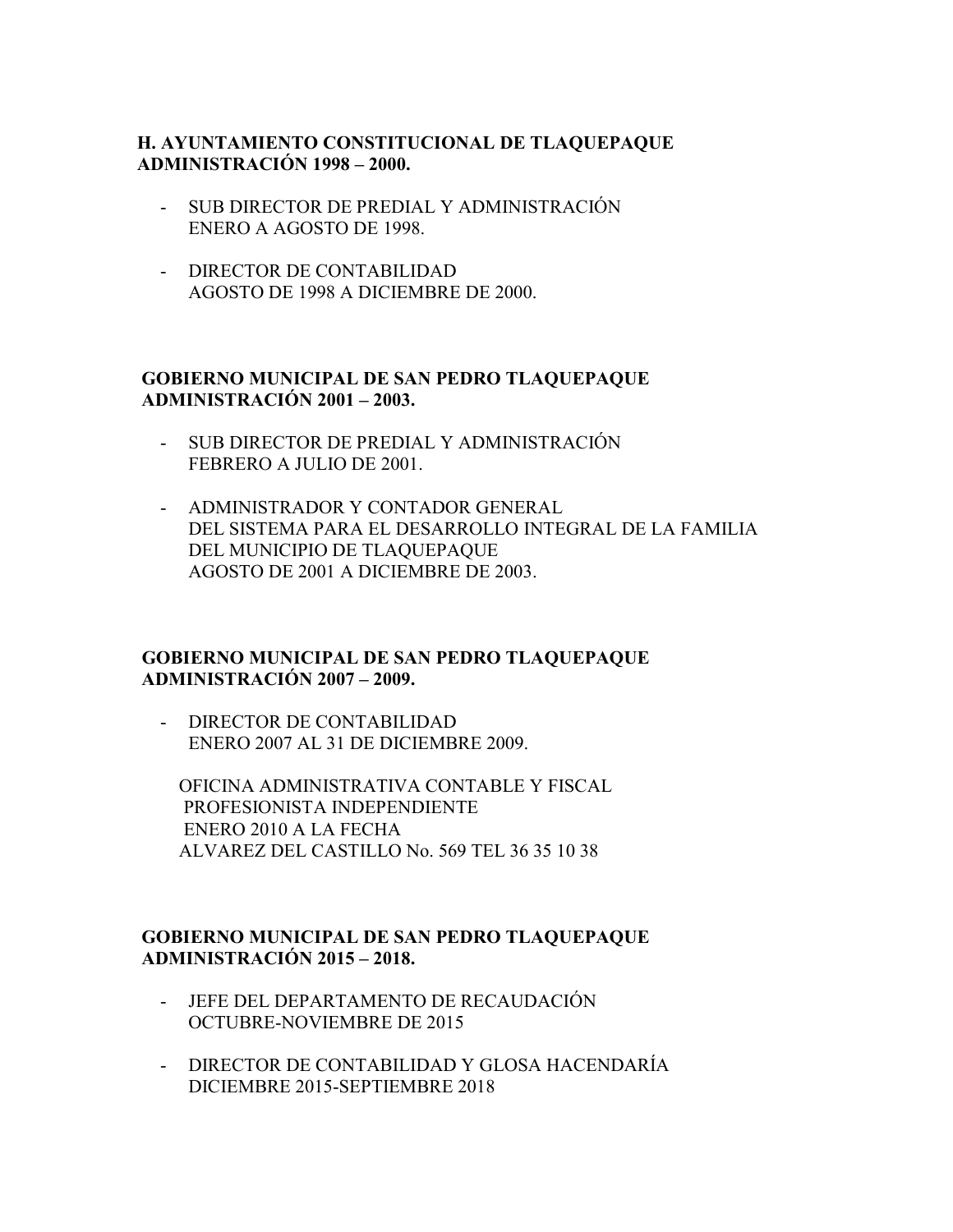**H. AYUNTAMIENTO CONSTITUCIONAL DE TLAQUEPAQUE**
**ADMINISTRACIÓN 1998 – 2000.**

- SUB DIRECTOR DE PREDIAL Y ADMINISTRACIÓN
  ENERO A AGOSTO DE 1998.

- DIRECTOR DE CONTABILIDAD
  AGOSTO DE 1998 A DICIEMBRE DE 2000.

**GOBIERNO MUNICIPAL DE SAN PEDRO TLAQUEPAQUE**
**ADMINISTRACIÓN 2001 – 2003.**

- SUB DIRECTOR DE PREDIAL Y ADMINISTRACIÓN
  FEBRERO A JULIO DE 2001.

- ADMINISTRADOR Y CONTADOR GENERAL
  DEL SISTEMA PARA EL DESARROLLO INTEGRAL DE LA FAMILIA
  DEL MUNICIPIO DE TLAQUEPAQUE
  AGOSTO DE 2001 A DICIEMBRE DE 2003.

**GOBIERNO MUNICIPAL DE SAN PEDRO TLAQUEPAQUE**
**ADMINISTRACIÓN 2007 – 2009.**

- DIRECTOR DE CONTABILIDAD
  ENERO 2007 AL 31 DE DICIEMBRE 2009.

OFICINA ADMINISTRATIVA CONTABLE Y FISCAL
PROFESIONISTA INDEPENDIENTE
ENERO 2010 A LA FECHA
ALVAREZ DEL CASTILLO No. 569 TEL 36 35 10 38

**GOBIERNO MUNICIPAL DE SAN PEDRO TLAQUEPAQUE**
**ADMINISTRACIÓN 2015 – 2018.**

- JEFE DEL DEPARTAMENTO DE RECAUDACIÓN
  OCTUBRE-NOVIEMBRE DE 2015

- DIRECTOR DE CONTABILIDAD Y GLOSA HACENDARÍA
  DICIEMBRE 2015-SEPTIEMBRE 2018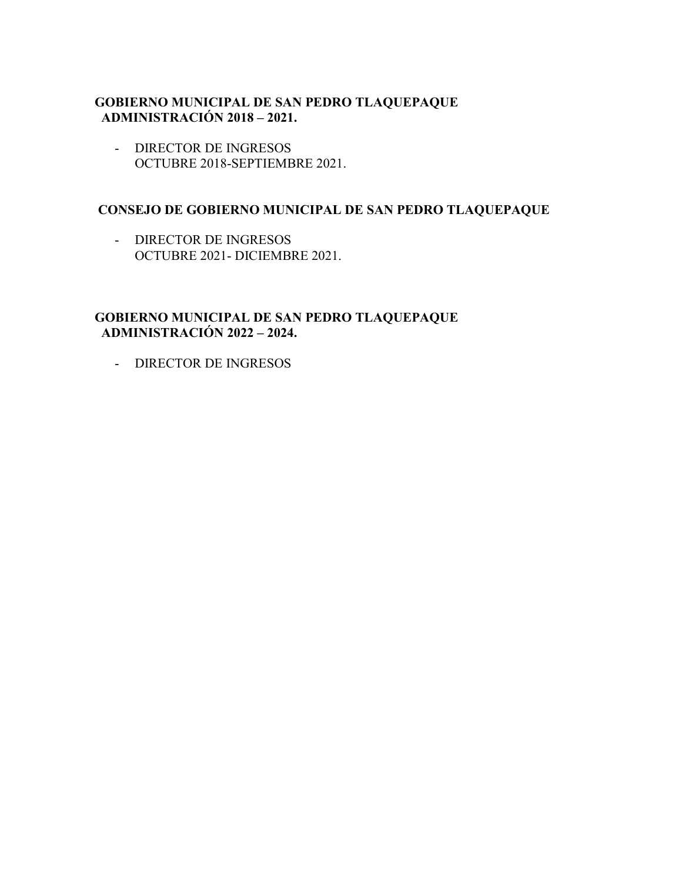**GOBIERNO MUNICIPAL DE SAN PEDRO TLAQUEPAQUE**
**ADMINISTRACIÓN 2018 – 2021.**

- DIRECTOR DE INGRESOS
  OCTUBRE 2018-SEPTIEMBRE 2021.

**CONSEJO DE GOBIERNO MUNICIPAL DE SAN PEDRO TLAQUEPAQUE**

- DIRECTOR DE INGRESOS
  OCTUBRE 2021- DICIEMBRE 2021.

**GOBIERNO MUNICIPAL DE SAN PEDRO TLAQUEPAQUE**
**ADMINISTRACIÓN 2022 – 2024.**

- DIRECTOR DE INGRESOS